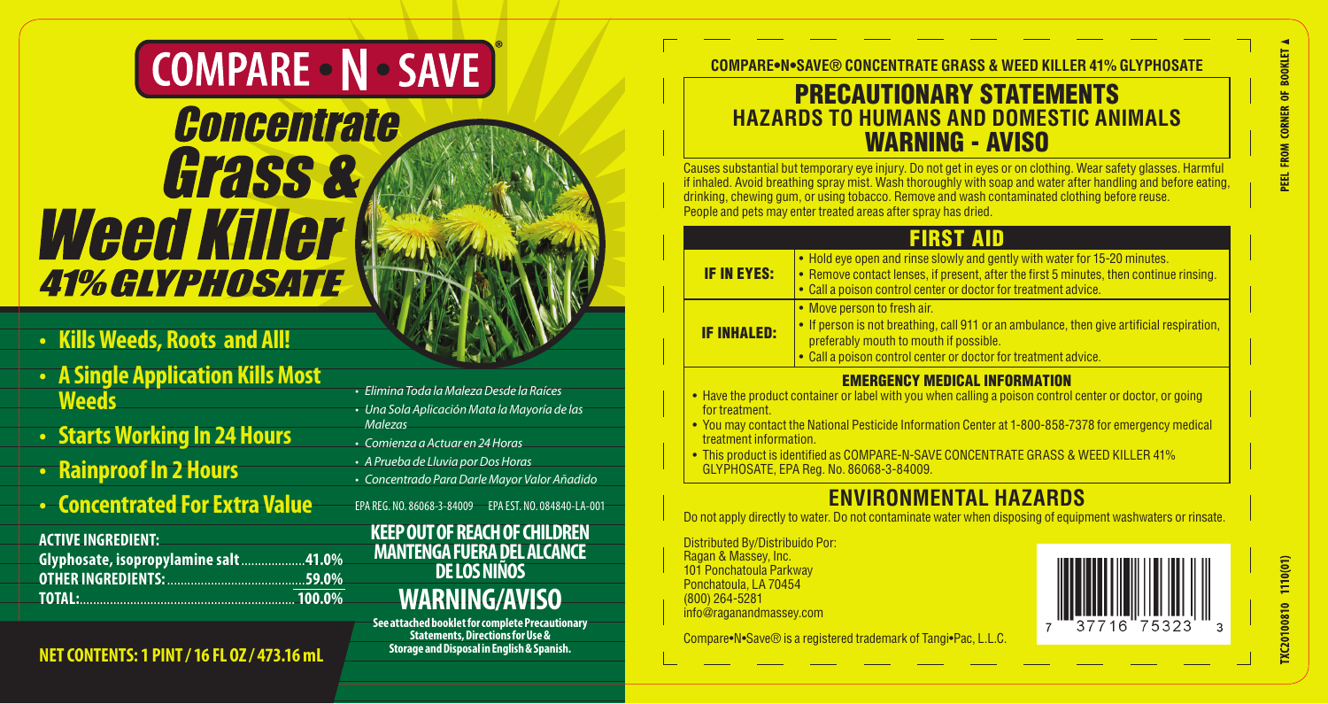# COMPARE • N • SAVE®

## Concentrate Grass & Weed Killer

### 41% GLYPHOSATE

- **Kills Weeds, Roots and All!**
- **A Single Application Kills Most Weeds**
- **Starts Working In 24 Hours**
- **Rainproof In 2 Hours**
- **Concentrated For Extra Value**

- *Elimina Toda la Maleza Desde la Raíces*
- *Una Sola Aplicación Mata la Mayoría de las Malezas*
- *Comienza a Actuar en 24 Horas*
- *A Prueba de Lluvia por Dos Horas*
- *Concentrado Para Darle Mayor Valor Añadido*

EPA REG. NO. 86068-3-84009 EPA EST. NO. 084840-LA-001

| **ACTIVE INGREDIENT:** | |
|---|---|
| **Glyphosate, isopropylamine salt** | **41.0%** |
| **OTHER INGREDIENTS:** | **59.0%** |
| **TOTAL:** | **100.0%** |

**KEEP OUT OF REACH OF CHILDREN**
**MANTENGA FUERA DEL ALCANCE DE LOS NIÑOS**

## WARNING/AVISO

**See attached booklet for complete Precautionary Statements, Directions for Use & Storage and Disposal in English & Spanish.**

**NET CONTENTS: 1 PINT / 16 FL OZ / 473.16 mL**

---

**COMPARE•N•SAVE® CONCENTRATE GRASS & WEED KILLER 41% GLYPHOSATE**

## PRECAUTIONARY STATEMENTS

### HAZARDS TO HUMANS AND DOMESTIC ANIMALS

### WARNING - AVISO

Causes substantial but temporary eye injury. Do not get in eyes or on clothing. Wear safety glasses. Harmful if inhaled. Avoid breathing spray mist. Wash thoroughly with soap and water after handling and before eating, drinking, chewing gum, or using tobacco. Remove and wash contaminated clothing before reuse. People and pets may enter treated areas after spray has dried.

| FIRST AID | |
|---|---|
| **IF IN EYES:** | • Hold eye open and rinse slowly and gently with water for 15-20 minutes.<br>• Remove contact lenses, if present, after the first 5 minutes, then continue rinsing.<br>• Call a poison control center or doctor for treatment advice. |
| **IF INHALED:** | • Move person to fresh air.<br>• If person is not breathing, call 911 or an ambulance, then give artificial respiration, preferably mouth to mouth if possible.<br>• Call a poison control center or doctor for treatment advice. |

**EMERGENCY MEDICAL INFORMATION**

- Have the product container or label with you when calling a poison control center or doctor, or going for treatment.
- You may contact the National Pesticide Information Center at 1-800-858-7378 for emergency medical treatment information.
- This product is identified as COMPARE-N-SAVE CONCENTRATE GRASS & WEED KILLER 41% GLYPHOSATE, EPA Reg. No. 86068-3-84009.

## ENVIRONMENTAL HAZARDS

Do not apply directly to water. Do not contaminate water when disposing of equipment washwaters or rinsate.

Distributed By/Distribuido Por:
Ragan & Massey, Inc.
101 Ponchatoula Parkway
Ponchatoula, LA 70454
(800) 264-5281
info@raganandmassey.com

7 37716 75323 3

Compare•N•Save® is a registered trademark of Tangi•Pac, L.L.C.

PEEL FROM CORNER OF BOOKLET ▲

TXC20100810 1110(01)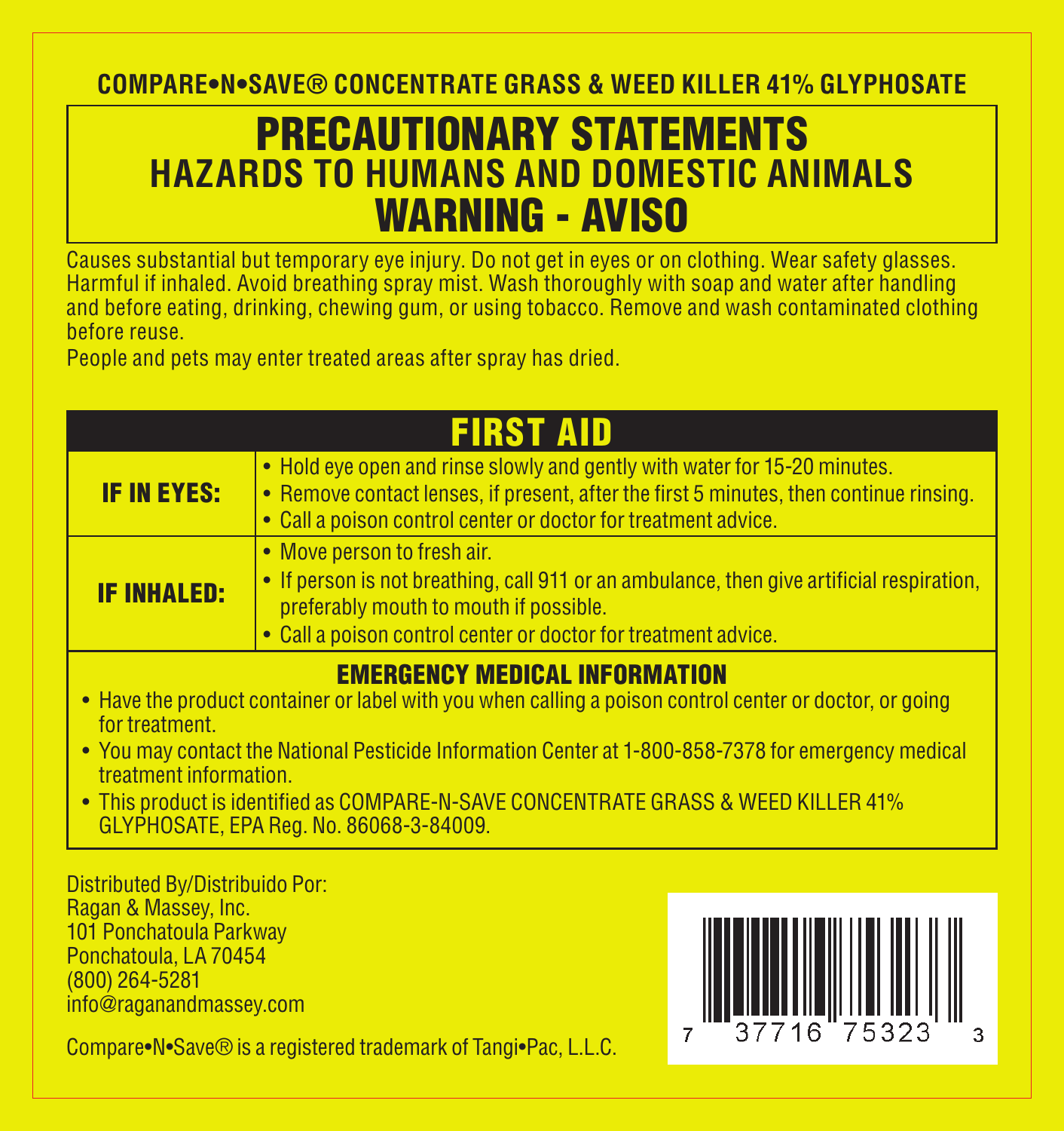**COMPARE•N•SAVE® CONCENTRATE GRASS & WEED KILLER 41% GLYPHOSATE**

# PRECAUTIONARY STATEMENTS
## HAZARDS TO HUMANS AND DOMESTIC ANIMALS
## WARNING - AVISO

Causes substantial but temporary eye injury. Do not get in eyes or on clothing. Wear safety glasses. Harmful if inhaled. Avoid breathing spray mist. Wash thoroughly with soap and water after handling and before eating, drinking, chewing gum, or using tobacco. Remove and wash contaminated clothing before reuse.

People and pets may enter treated areas after spray has dried.

## FIRST AID

| | |
|---|---|
| **IF IN EYES:** | • Hold eye open and rinse slowly and gently with water for 15-20 minutes.<br>• Remove contact lenses, if present, after the first 5 minutes, then continue rinsing.<br>• Call a poison control center or doctor for treatment advice. |
| **IF INHALED:** | • Move person to fresh air.<br>• If person is not breathing, call 911 or an ambulance, then give artificial respiration, preferably mouth to mouth if possible.<br>• Call a poison control center or doctor for treatment advice. |

### EMERGENCY MEDICAL INFORMATION

- Have the product container or label with you when calling a poison control center or doctor, or going for treatment.
- You may contact the National Pesticide Information Center at 1-800-858-7378 for emergency medical treatment information.
- This product is identified as COMPARE-N-SAVE CONCENTRATE GRASS & WEED KILLER 41% GLYPHOSATE, EPA Reg. No. 86068-3-84009.

Distributed By/Distribuido Por:
Ragan & Massey, Inc.
101 Ponchatoula Parkway
Ponchatoula, LA 70454
(800) 264-5281
info@raganandmassey.com

7 37716 75323 3

Compare•N•Save® is a registered trademark of Tangi•Pac, L.L.C.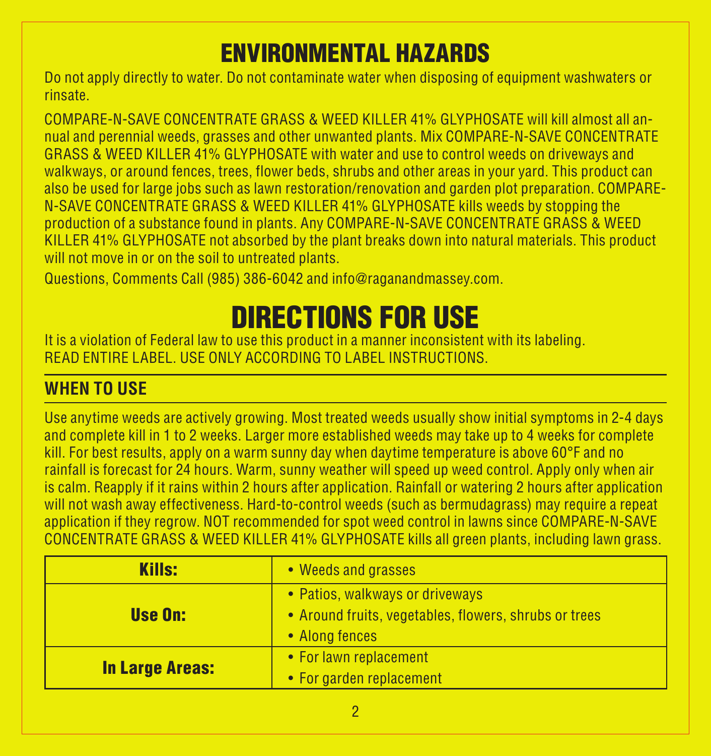## ENVIRONMENTAL HAZARDS

Do not apply directly to water. Do not contaminate water when disposing of equipment washwaters or rinsate.

COMPARE-N-SAVE CONCENTRATE GRASS & WEED KILLER 41% GLYPHOSATE will kill almost all annual and perennial weeds, grasses and other unwanted plants. Mix COMPARE-N-SAVE CONCENTRATE GRASS & WEED KILLER 41% GLYPHOSATE with water and use to control weeds on driveways and walkways, or around fences, trees, flower beds, shrubs and other areas in your yard. This product can also be used for large jobs such as lawn restoration/renovation and garden plot preparation. COMPARE-N-SAVE CONCENTRATE GRASS & WEED KILLER 41% GLYPHOSATE kills weeds by stopping the production of a substance found in plants. Any COMPARE-N-SAVE CONCENTRATE GRASS & WEED KILLER 41% GLYPHOSATE not absorbed by the plant breaks down into natural materials. This product will not move in or on the soil to untreated plants.

Questions, Comments Call (985) 386-6042 and info@raganandmassey.com.

## DIRECTIONS FOR USE

It is a violation of Federal law to use this product in a manner inconsistent with its labeling. READ ENTIRE LABEL. USE ONLY ACCORDING TO LABEL INSTRUCTIONS.

### WHEN TO USE

Use anytime weeds are actively growing. Most treated weeds usually show initial symptoms in 2-4 days and complete kill in 1 to 2 weeks. Larger more established weeds may take up to 4 weeks for complete kill. For best results, apply on a warm sunny day when daytime temperature is above 60°F and no rainfall is forecast for 24 hours. Warm, sunny weather will speed up weed control. Apply only when air is calm. Reapply if it rains within 2 hours after application. Rainfall or watering 2 hours after application will not wash away effectiveness. Hard-to-control weeds (such as bermudagrass) may require a repeat application if they regrow. NOT recommended for spot weed control in lawns since COMPARE-N-SAVE CONCENTRATE GRASS & WEED KILLER 41% GLYPHOSATE kills all green plants, including lawn grass.

| | |
|---|---|
| **Kills:** | • Weeds and grasses |
| **Use On:** | • Patios, walkways or driveways<br>• Around fruits, vegetables, flowers, shrubs or trees<br>• Along fences |
| **In Large Areas:** | • For lawn replacement<br>• For garden replacement |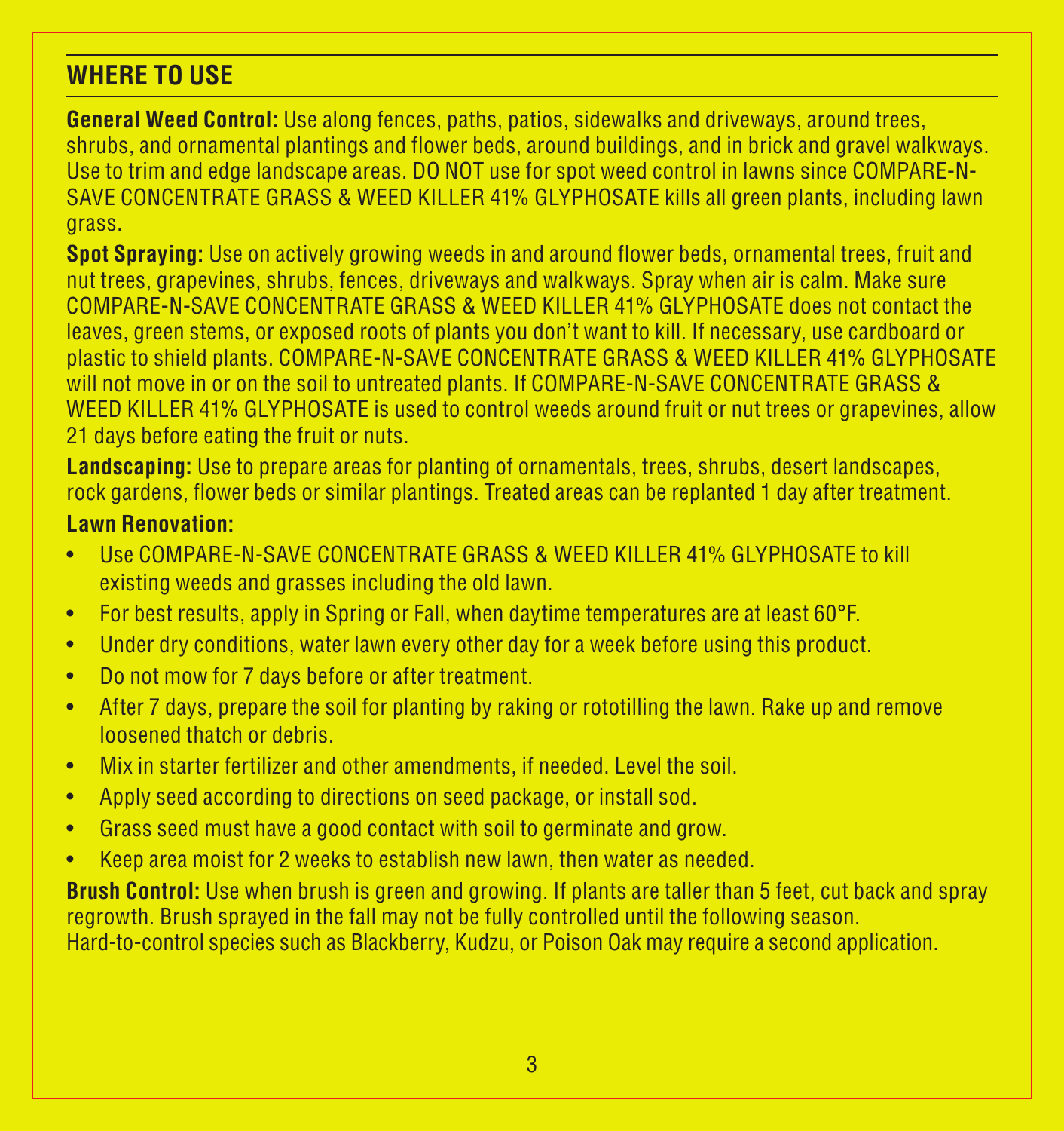## WHERE TO USE

**General Weed Control:** Use along fences, paths, patios, sidewalks and driveways, around trees, shrubs, and ornamental plantings and flower beds, around buildings, and in brick and gravel walkways. Use to trim and edge landscape areas. DO NOT use for spot weed control in lawns since COMPARE-N-SAVE CONCENTRATE GRASS & WEED KILLER 41% GLYPHOSATE kills all green plants, including lawn grass.

**Spot Spraying:** Use on actively growing weeds in and around flower beds, ornamental trees, fruit and nut trees, grapevines, shrubs, fences, driveways and walkways. Spray when air is calm. Make sure COMPARE-N-SAVE CONCENTRATE GRASS & WEED KILLER 41% GLYPHOSATE does not contact the leaves, green stems, or exposed roots of plants you don't want to kill. If necessary, use cardboard or plastic to shield plants. COMPARE-N-SAVE CONCENTRATE GRASS & WEED KILLER 41% GLYPHOSATE will not move in or on the soil to untreated plants. If COMPARE-N-SAVE CONCENTRATE GRASS & WEED KILLER 41% GLYPHOSATE is used to control weeds around fruit or nut trees or grapevines, allow 21 days before eating the fruit or nuts.

**Landscaping:** Use to prepare areas for planting of ornamentals, trees, shrubs, desert landscapes, rock gardens, flower beds or similar plantings. Treated areas can be replanted 1 day after treatment.

**Lawn Renovation:**

- Use COMPARE-N-SAVE CONCENTRATE GRASS & WEED KILLER 41% GLYPHOSATE to kill existing weeds and grasses including the old lawn.
- For best results, apply in Spring or Fall, when daytime temperatures are at least 60°F.
- Under dry conditions, water lawn every other day for a week before using this product.
- Do not mow for 7 days before or after treatment.
- After 7 days, prepare the soil for planting by raking or rototilling the lawn. Rake up and remove loosened thatch or debris.
- Mix in starter fertilizer and other amendments, if needed. Level the soil.
- Apply seed according to directions on seed package, or install sod.
- Grass seed must have a good contact with soil to germinate and grow.
- Keep area moist for 2 weeks to establish new lawn, then water as needed.

**Brush Control:** Use when brush is green and growing. If plants are taller than 5 feet, cut back and spray regrowth. Brush sprayed in the fall may not be fully controlled until the following season. Hard-to-control species such as Blackberry, Kudzu, or Poison Oak may require a second application.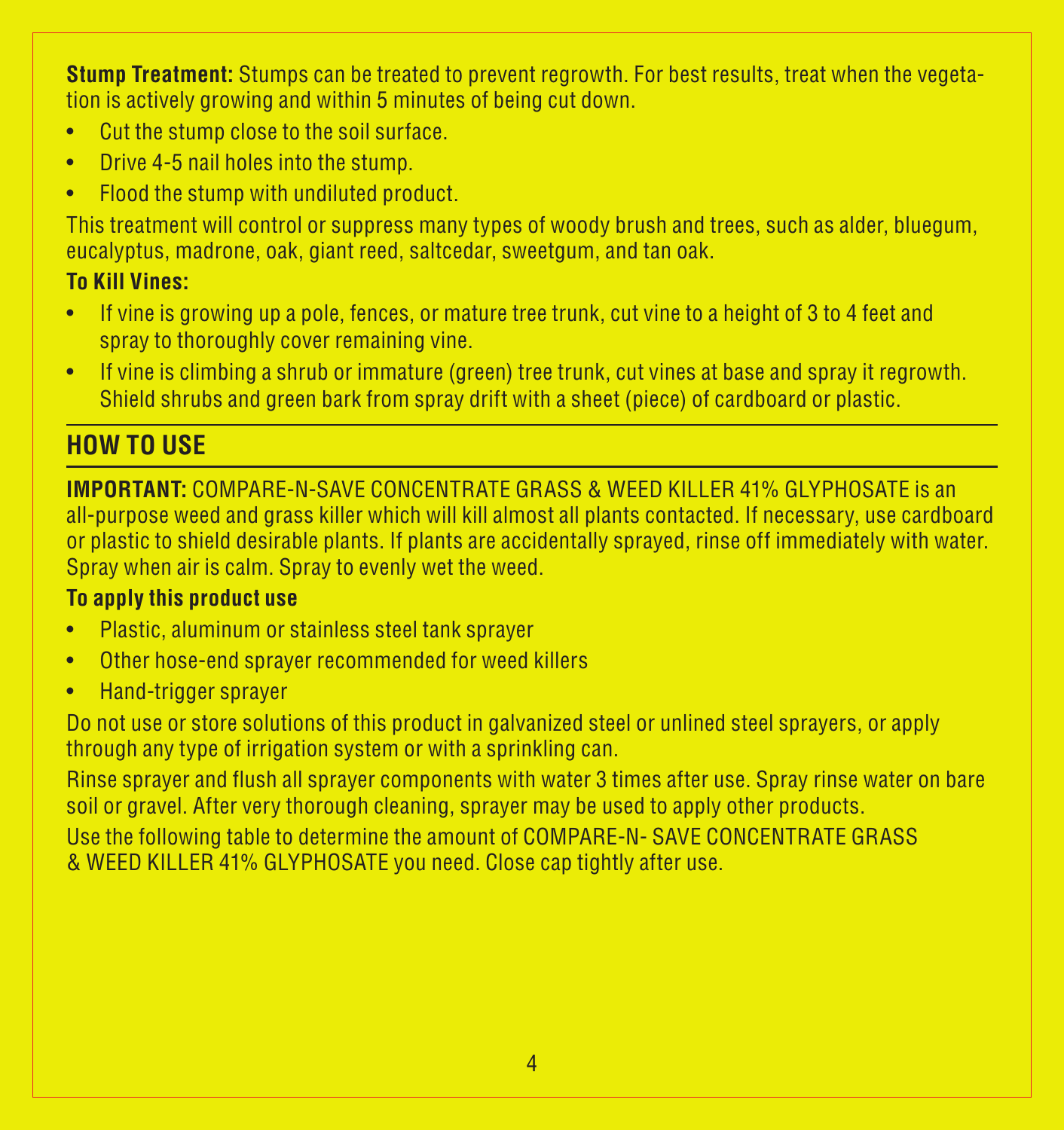**Stump Treatment:** Stumps can be treated to prevent regrowth. For best results, treat when the vegetation is actively growing and within 5 minutes of being cut down.

- Cut the stump close to the soil surface.
- Drive 4-5 nail holes into the stump.
- Flood the stump with undiluted product.

This treatment will control or suppress many types of woody brush and trees, such as alder, bluegum, eucalyptus, madrone, oak, giant reed, saltcedar, sweetgum, and tan oak.

**To Kill Vines:**

- If vine is growing up a pole, fences, or mature tree trunk, cut vine to a height of 3 to 4 feet and spray to thoroughly cover remaining vine.
- If vine is climbing a shrub or immature (green) tree trunk, cut vines at base and spray it regrowth. Shield shrubs and green bark from spray drift with a sheet (piece) of cardboard or plastic.

## HOW TO USE

**IMPORTANT:** COMPARE-N-SAVE CONCENTRATE GRASS & WEED KILLER 41% GLYPHOSATE is an all-purpose weed and grass killer which will kill almost all plants contacted. If necessary, use cardboard or plastic to shield desirable plants. If plants are accidentally sprayed, rinse off immediately with water. Spray when air is calm. Spray to evenly wet the weed.

**To apply this product use**

- Plastic, aluminum or stainless steel tank sprayer
- Other hose-end sprayer recommended for weed killers
- Hand-trigger sprayer

Do not use or store solutions of this product in galvanized steel or unlined steel sprayers, or apply through any type of irrigation system or with a sprinkling can.

Rinse sprayer and flush all sprayer components with water 3 times after use. Spray rinse water on bare soil or gravel. After very thorough cleaning, sprayer may be used to apply other products.

Use the following table to determine the amount of COMPARE-N- SAVE CONCENTRATE GRASS & WEED KILLER 41% GLYPHOSATE you need. Close cap tightly after use.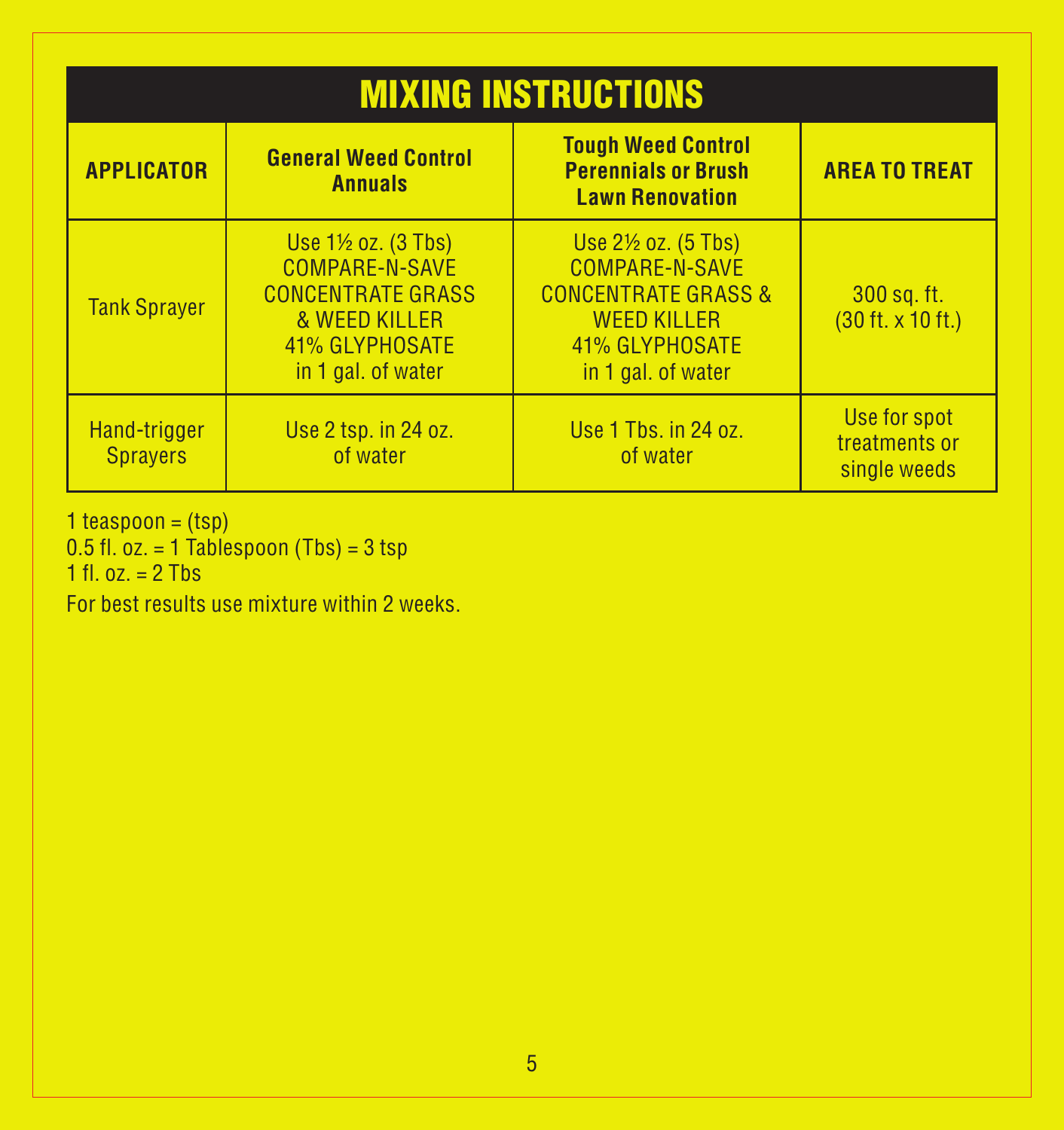## MIXING INSTRUCTIONS

| APPLICATOR | General Weed Control Annuals | Tough Weed Control Perennials or Brush Lawn Renovation | AREA TO TREAT |
|---|---|---|---|
| Tank Sprayer | Use 1½ oz. (3 Tbs) COMPARE-N-SAVE CONCENTRATE GRASS & WEED KILLER 41% GLYPHOSATE in 1 gal. of water | Use 2½ oz. (5 Tbs) COMPARE-N-SAVE CONCENTRATE GRASS & WEED KILLER 41% GLYPHOSATE in 1 gal. of water | 300 sq. ft. (30 ft. x 10 ft.) |
| Hand-trigger Sprayers | Use 2 tsp. in 24 oz. of water | Use 1 Tbs. in 24 oz. of water | Use for spot treatments or single weeds |

1 teaspoon = (tsp)
0.5 fl. oz. = 1 Tablespoon (Tbs) = 3 tsp
1 fl. oz. = 2 Tbs

For best results use mixture within 2 weeks.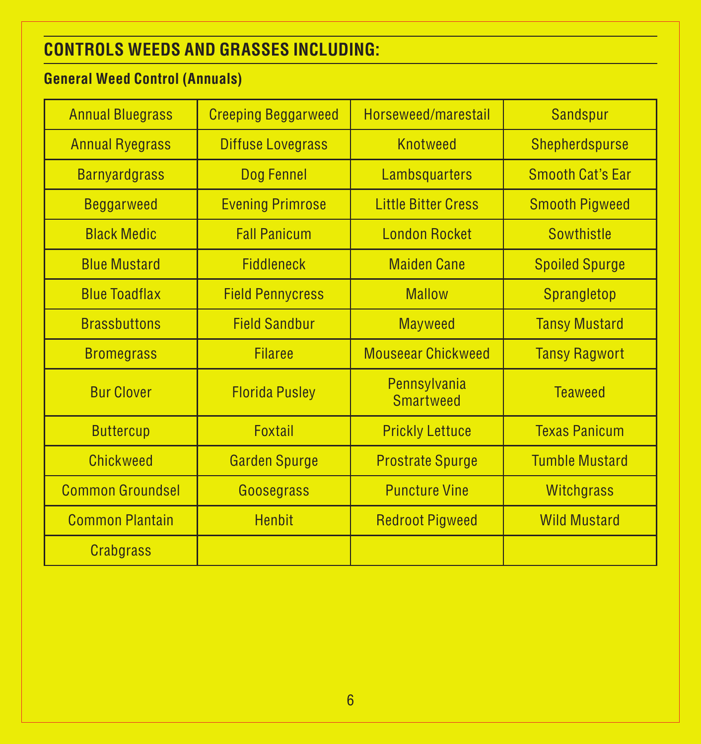## CONTROLS WEEDS AND GRASSES INCLUDING:

### General Weed Control (Annuals)

| | | | |
|---|---|---|---|
| Annual Bluegrass | Creeping Beggarweed | Horseweed/marestail | Sandspur |
| Annual Ryegrass | Diffuse Lovegrass | Knotweed | Shepherdspurse |
| Barnyardgrass | Dog Fennel | Lambsquarters | Smooth Cat's Ear |
| Beggarweed | Evening Primrose | Little Bitter Cress | Smooth Pigweed |
| Black Medic | Fall Panicum | London Rocket | Sowthistle |
| Blue Mustard | Fiddleneck | Maiden Cane | Spoiled Spurge |
| Blue Toadflax | Field Pennycress | Mallow | Sprangletop |
| Brassbuttons | Field Sandbur | Mayweed | Tansy Mustard |
| Bromegrass | Filaree | Mouseear Chickweed | Tansy Ragwort |
| Bur Clover | Florida Pusley | Pennsylvania Smartweed | Teaweed |
| Buttercup | Foxtail | Prickly Lettuce | Texas Panicum |
| Chickweed | Garden Spurge | Prostrate Spurge | Tumble Mustard |
| Common Groundsel | Goosegrass | Puncture Vine | Witchgrass |
| Common Plantain | Henbit | Redroot Pigweed | Wild Mustard |
| Crabgrass | | | |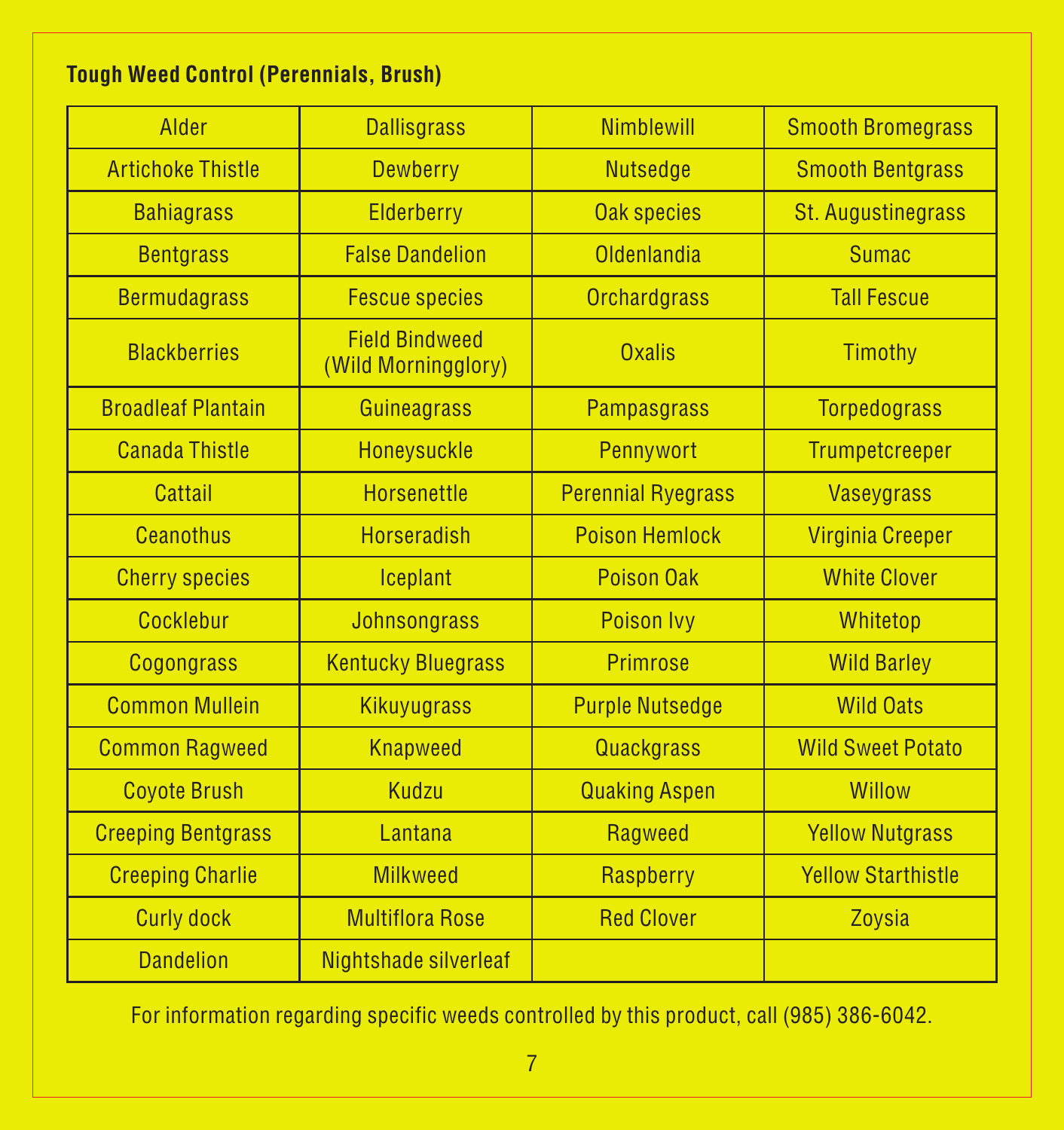**Tough Weed Control (Perennials, Brush)**

| | | | |
|---|---|---|---|
| Alder | Dallisgrass | Nimblewill | Smooth Bromegrass |
| Artichoke Thistle | Dewberry | Nutsedge | Smooth Bentgrass |
| Bahiagrass | Elderberry | Oak species | St. Augustinegrass |
| Bentgrass | False Dandelion | Oldenlandia | Sumac |
| Bermudagrass | Fescue species | Orchardgrass | Tall Fescue |
| Blackberries | Field Bindweed (Wild Morningglory) | Oxalis | Timothy |
| Broadleaf Plantain | Guineagrass | Pampasgrass | Torpedograss |
| Canada Thistle | Honeysuckle | Pennywort | Trumpetcreeper |
| Cattail | Horsenettle | Perennial Ryegrass | Vaseygrass |
| Ceanothus | Horseradish | Poison Hemlock | Virginia Creeper |
| Cherry species | Iceplant | Poison Oak | White Clover |
| Cocklebur | Johnsongrass | Poison Ivy | Whitetop |
| Cogongrass | Kentucky Bluegrass | Primrose | Wild Barley |
| Common Mullein | Kikuyugrass | Purple Nutsedge | Wild Oats |
| Common Ragweed | Knapweed | Quackgrass | Wild Sweet Potato |
| Coyote Brush | Kudzu | Quaking Aspen | Willow |
| Creeping Bentgrass | Lantana | Ragweed | Yellow Nutgrass |
| Creeping Charlie | Milkweed | Raspberry | Yellow Starthistle |
| Curly dock | Multiflora Rose | Red Clover | Zoysia |
| Dandelion | Nightshade silverleaf | | |

For information regarding specific weeds controlled by this product, call (985) 386-6042.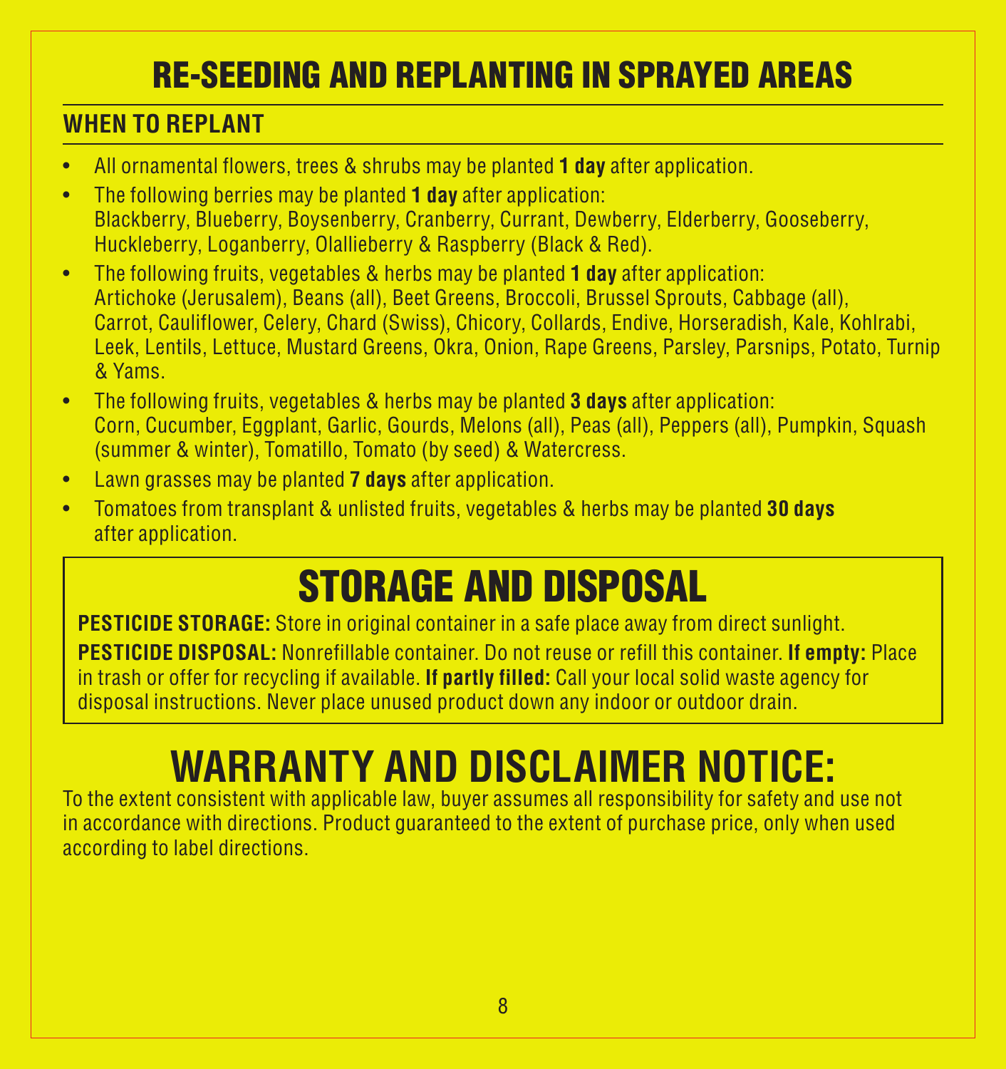# RE-SEEDING AND REPLANTING IN SPRAYED AREAS

## WHEN TO REPLANT

- All ornamental flowers, trees & shrubs may be planted **1 day** after application.
- The following berries may be planted **1 day** after application:
  Blackberry, Blueberry, Boysenberry, Cranberry, Currant, Dewberry, Elderberry, Gooseberry, Huckleberry, Loganberry, Olallieberry & Raspberry (Black & Red).
- The following fruits, vegetables & herbs may be planted **1 day** after application:
  Artichoke (Jerusalem), Beans (all), Beet Greens, Broccoli, Brussel Sprouts, Cabbage (all), Carrot, Cauliflower, Celery, Chard (Swiss), Chicory, Collards, Endive, Horseradish, Kale, Kohlrabi, Leek, Lentils, Lettuce, Mustard Greens, Okra, Onion, Rape Greens, Parsley, Parsnips, Potato, Turnip & Yams.
- The following fruits, vegetables & herbs may be planted **3 days** after application:
  Corn, Cucumber, Eggplant, Garlic, Gourds, Melons (all), Peas (all), Peppers (all), Pumpkin, Squash (summer & winter), Tomatillo, Tomato (by seed) & Watercress.
- Lawn grasses may be planted **7 days** after application.
- Tomatoes from transplant & unlisted fruits, vegetables & herbs may be planted **30 days** after application.

# STORAGE AND DISPOSAL

**PESTICIDE STORAGE:** Store in original container in a safe place away from direct sunlight.

**PESTICIDE DISPOSAL:** Nonrefillable container. Do not reuse or refill this container. **If empty:** Place in trash or offer for recycling if available. **If partly filled:** Call your local solid waste agency for disposal instructions. Never place unused product down any indoor or outdoor drain.

# WARRANTY AND DISCLAIMER NOTICE:

To the extent consistent with applicable law, buyer assumes all responsibility for safety and use not in accordance with directions. Product guaranteed to the extent of purchase price, only when used according to label directions.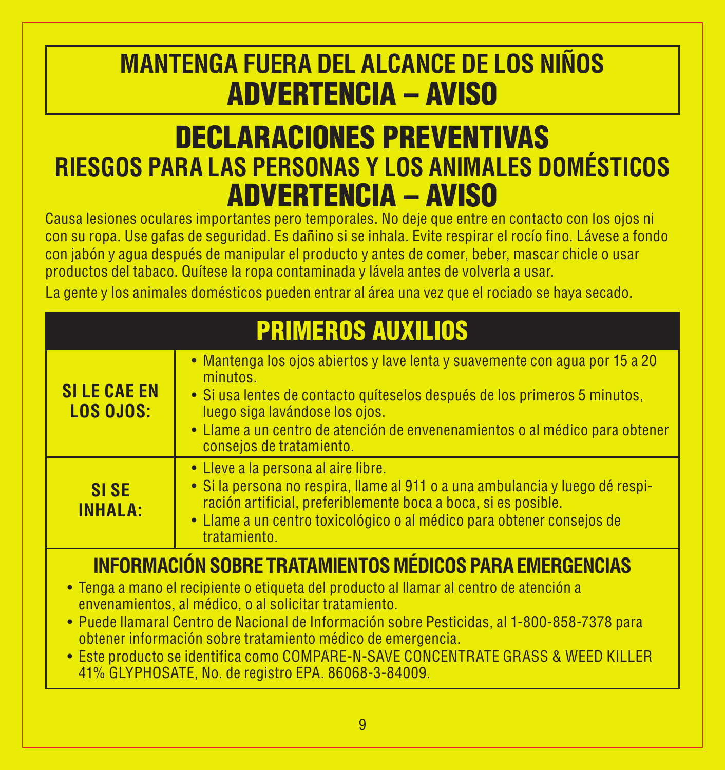# MANTENGA FUERA DEL ALCANCE DE LOS NIÑOS
# ADVERTENCIA – AVISO

# DECLARACIONES PREVENTIVAS

## RIESGOS PARA LAS PERSONAS Y LOS ANIMALES DOMÉSTICOS

## ADVERTENCIA – AVISO

Causa lesiones oculares importantes pero temporales. No deje que entre en contacto con los ojos ni con su ropa. Use gafas de seguridad. Es dañino si se inhala. Evite respirar el rocío fino. Lávese a fondo con jabón y agua después de manipular el producto y antes de comer, beber, mascar chicle o usar productos del tabaco. Quítese la ropa contaminada y lávela antes de volverla a usar.

La gente y los animales domésticos pueden entrar al área una vez que el rociado se haya secado.

## PRIMEROS AUXILIOS

| | |
|---|---|
| **SI LE CAE EN LOS OJOS:** | • Mantenga los ojos abiertos y lave lenta y suavemente con agua por 15 a 20 minutos.<br>• Si usa lentes de contacto quíteselos después de los primeros 5 minutos, luego siga lavándose los ojos.<br>• Llame a un centro de atención de envenenamientos o al médico para obtener consejos de tratamiento. |
| **SI SE INHALA:** | • Lleve a la persona al aire libre.<br>• Si la persona no respira, llame al 911 o a una ambulancia y luego dé respiración artificial, preferiblemente boca a boca, si es posible.<br>• Llame a un centro toxicológico o al médico para obtener consejos de tratamiento. |

### INFORMACIÓN SOBRE TRATAMIENTOS MÉDICOS PARA EMERGENCIAS

- Tenga a mano el recipiente o etiqueta del producto al llamar al centro de atención a envenenamientos, al médico, o al solicitar tratamiento.
- Puede llamaral Centro de Nacional de Información sobre Pesticidas, al 1-800-858-7378 para obtener información sobre tratamiento médico de emergencia.
- Este producto se identifica como COMPARE-N-SAVE CONCENTRATE GRASS & WEED KILLER 41% GLYPHOSATE, No. de registro EPA. 86068-3-84009.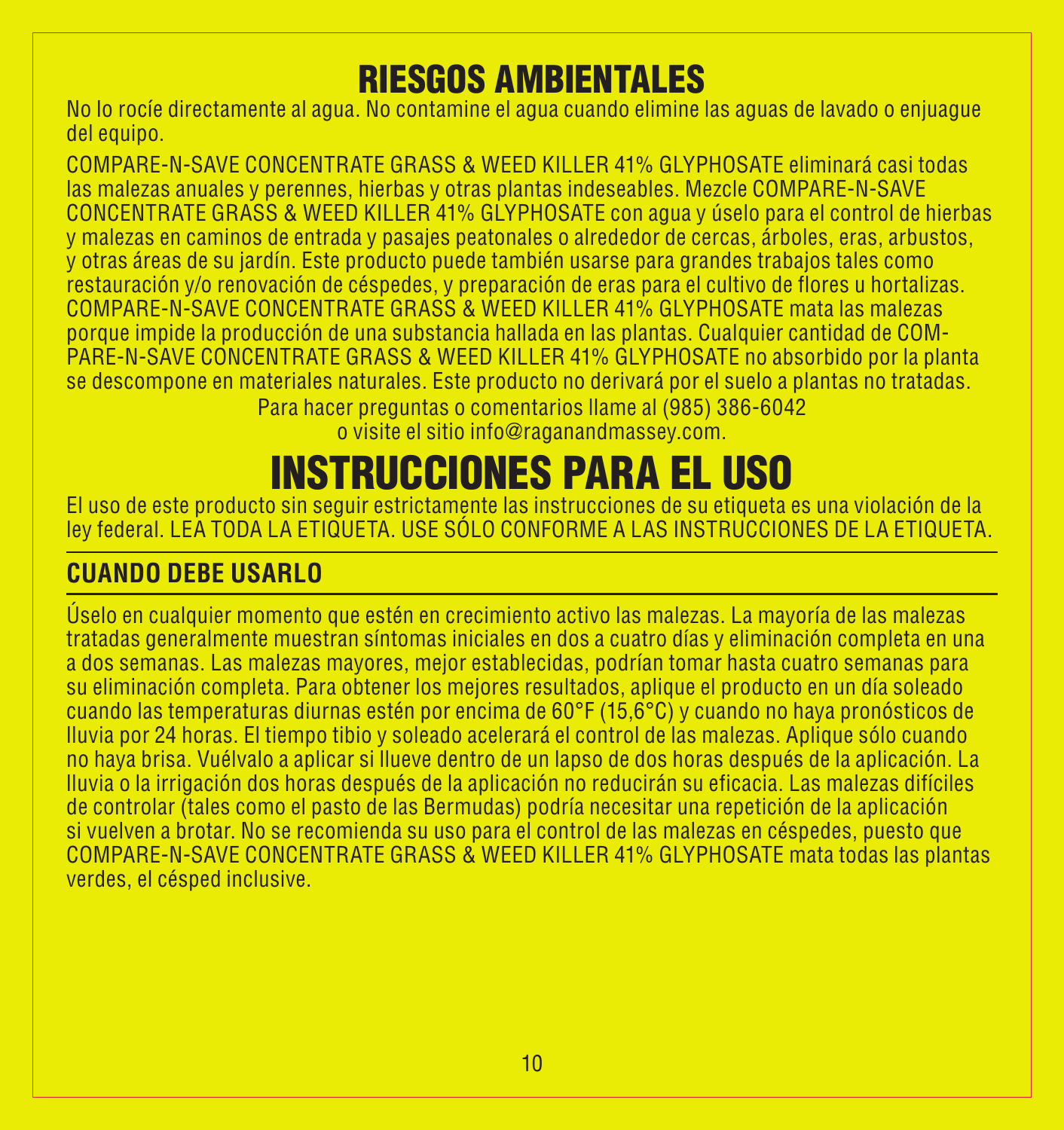# RIESGOS AMBIENTALES

No lo rocíe directamente al agua. No contamine el agua cuando elimine las aguas de lavado o enjuague del equipo.

COMPARE-N-SAVE CONCENTRATE GRASS & WEED KILLER 41% GLYPHOSATE eliminará casi todas las malezas anuales y perennes, hierbas y otras plantas indeseables. Mezcle COMPARE-N-SAVE CONCENTRATE GRASS & WEED KILLER 41% GLYPHOSATE con agua y úselo para el control de hierbas y malezas en caminos de entrada y pasajes peatonales o alrededor de cercas, árboles, eras, arbustos, y otras áreas de su jardín. Este producto puede también usarse para grandes trabajos tales como restauración y/o renovación de céspedes, y preparación de eras para el cultivo de flores u hortalizas. COMPARE-N-SAVE CONCENTRATE GRASS & WEED KILLER 41% GLYPHOSATE mata las malezas porque impide la producción de una substancia hallada en las plantas. Cualquier cantidad de COMPARE-N-SAVE CONCENTRATE GRASS & WEED KILLER 41% GLYPHOSATE no absorbido por la planta se descompone en materiales naturales. Este producto no derivará por el suelo a plantas no tratadas.

Para hacer preguntas o comentarios llame al (985) 386-6042
o visite el sitio info@raganandmassey.com.

# INSTRUCCIONES PARA EL USO

El uso de este producto sin seguir estrictamente las instrucciones de su etiqueta es una violación de la ley federal. LEA TODA LA ETIQUETA. USE SÓLO CONFORME A LAS INSTRUCCIONES DE LA ETIQUETA.

## CUANDO DEBE USARLO

Úselo en cualquier momento que estén en crecimiento activo las malezas. La mayoría de las malezas tratadas generalmente muestran síntomas iniciales en dos a cuatro días y eliminación completa en una a dos semanas. Las malezas mayores, mejor establecidas, podrían tomar hasta cuatro semanas para su eliminación completa. Para obtener los mejores resultados, aplique el producto en un día soleado cuando las temperaturas diurnas estén por encima de 60°F (15,6°C) y cuando no haya pronósticos de lluvia por 24 horas. El tiempo tibio y soleado acelerará el control de las malezas. Aplique sólo cuando no haya brisa. Vuélvalo a aplicar si llueve dentro de un lapso de dos horas después de la aplicación. La lluvia o la irrigación dos horas después de la aplicación no reducirán su eficacia. Las malezas difíciles de controlar (tales como el pasto de las Bermudas) podría necesitar una repetición de la aplicación si vuelven a brotar. No se recomienda su uso para el control de las malezas en céspedes, puesto que COMPARE-N-SAVE CONCENTRATE GRASS & WEED KILLER 41% GLYPHOSATE mata todas las plantas verdes, el césped inclusive.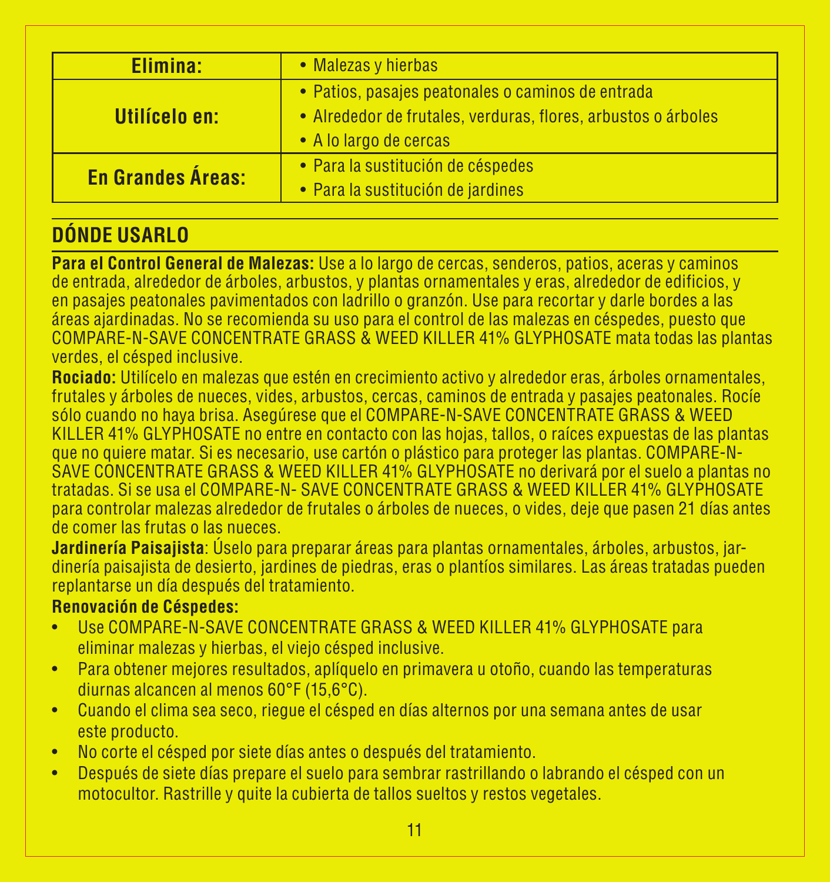| Elimina: | • Malezas y hierbas |
|---|---|
| Utilícelo en: | • Patios, pasajes peatonales o caminos de entrada<br>• Alrededor de frutales, verduras, flores, arbustos o árboles<br>• A lo largo de cercas |
| En Grandes Áreas: | • Para la sustitución de céspedes<br>• Para la sustitución de jardines |

## DÓNDE USARLO

**Para el Control General de Malezas:** Use a lo largo de cercas, senderos, patios, aceras y caminos de entrada, alrededor de árboles, arbustos, y plantas ornamentales y eras, alrededor de edificios, y en pasajes peatonales pavimentados con ladrillo o granzón. Use para recortar y darle bordes a las áreas ajardinadas. No se recomienda su uso para el control de las malezas en céspedes, puesto que COMPARE-N-SAVE CONCENTRATE GRASS & WEED KILLER 41% GLYPHOSATE mata todas las plantas verdes, el césped inclusive.

**Rociado:** Utilícelo en malezas que estén en crecimiento activo y alrededor eras, árboles ornamentales, frutales y árboles de nueces, vides, arbustos, cercas, caminos de entrada y pasajes peatonales. Rocíe sólo cuando no haya brisa. Asegúrese que el COMPARE-N-SAVE CONCENTRATE GRASS & WEED KILLER 41% GLYPHOSATE no entre en contacto con las hojas, tallos, o raíces expuestas de las plantas que no quiere matar. Si es necesario, use cartón o plástico para proteger las plantas. COMPARE-N-SAVE CONCENTRATE GRASS & WEED KILLER 41% GLYPHOSATE no derivará por el suelo a plantas no tratadas. Si se usa el COMPARE-N- SAVE CONCENTRATE GRASS & WEED KILLER 41% GLYPHOSATE para controlar malezas alrededor de frutales o árboles de nueces, o vides, deje que pasen 21 días antes de comer las frutas o las nueces.

**Jardinería Paisajista**: Úselo para preparar áreas para plantas ornamentales, árboles, arbustos, jardinería paisajista de desierto, jardines de piedras, eras o plantíos similares. Las áreas tratadas pueden replantarse un día después del tratamiento.

**Renovación de Céspedes:**

- Use COMPARE-N-SAVE CONCENTRATE GRASS & WEED KILLER 41% GLYPHOSATE para eliminar malezas y hierbas, el viejo césped inclusive.
- Para obtener mejores resultados, aplíquelo en primavera u otoño, cuando las temperaturas diurnas alcancen al menos 60°F (15,6°C).
- Cuando el clima sea seco, riegue el césped en días alternos por una semana antes de usar este producto.
- No corte el césped por siete días antes o después del tratamiento.
- Después de siete días prepare el suelo para sembrar rastrillando o labrando el césped con un motocultor. Rastrille y quite la cubierta de tallos sueltos y restos vegetales.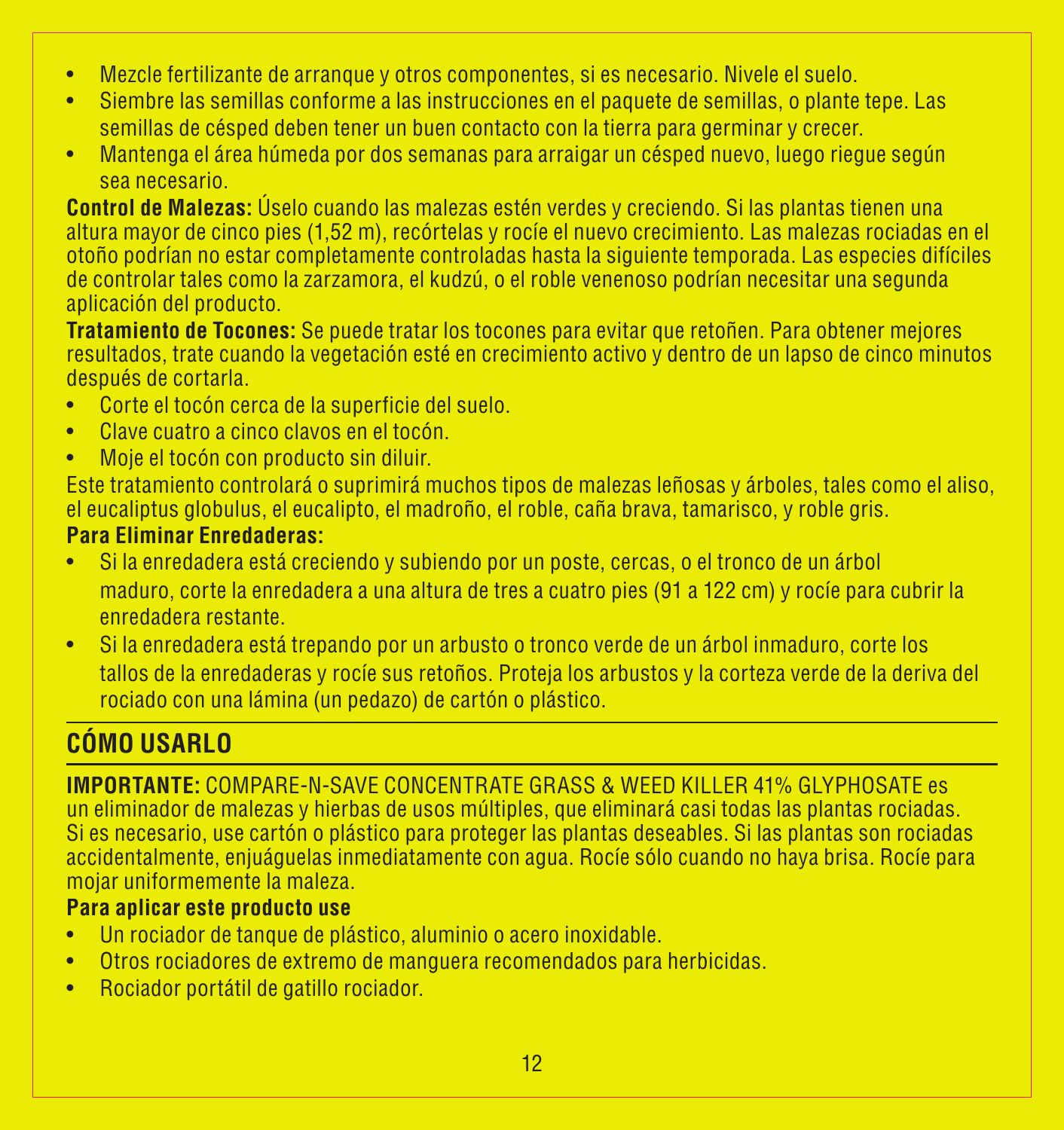- Mezcle fertilizante de arranque y otros componentes, si es necesario. Nivele el suelo.
- Siembre las semillas conforme a las instrucciones en el paquete de semillas, o plante tepe. Las semillas de césped deben tener un buen contacto con la tierra para germinar y crecer.
- Mantenga el área húmeda por dos semanas para arraigar un césped nuevo, luego riegue según sea necesario.

**Control de Malezas:** Úselo cuando las malezas estén verdes y creciendo. Si las plantas tienen una altura mayor de cinco pies (1,52 m), recórtelas y rocíe el nuevo crecimiento. Las malezas rociadas en el otoño podrían no estar completamente controladas hasta la siguiente temporada. Las especies difíciles de controlar tales como la zarzamora, el kudzú, o el roble venenoso podrían necesitar una segunda aplicación del producto.

**Tratamiento de Tocones:** Se puede tratar los tocones para evitar que retoñen. Para obtener mejores resultados, trate cuando la vegetación esté en crecimiento activo y dentro de un lapso de cinco minutos después de cortarla.

- Corte el tocón cerca de la superficie del suelo.
- Clave cuatro a cinco clavos en el tocón.
- Moje el tocón con producto sin diluir.

Este tratamiento controlará o suprimirá muchos tipos de malezas leñosas y árboles, tales como el aliso, el eucaliptus globulus, el eucalipto, el madroño, el roble, caña brava, tamarisco, y roble gris.

**Para Eliminar Enredaderas:**

- Si la enredadera está creciendo y subiendo por un poste, cercas, o el tronco de un árbol maduro, corte la enredadera a una altura de tres a cuatro pies (91 a 122 cm) y rocíe para cubrir la enredadera restante.
- Si la enredadera está trepando por un arbusto o tronco verde de un árbol inmaduro, corte los tallos de la enredaderas y rocíe sus retoños. Proteja los arbustos y la corteza verde de la deriva del rociado con una lámina (un pedazo) de cartón o plástico.

## CÓMO USARLO

**IMPORTANTE:** COMPARE-N-SAVE CONCENTRATE GRASS & WEED KILLER 41% GLYPHOSATE es un eliminador de malezas y hierbas de usos múltiples, que eliminará casi todas las plantas rociadas. Si es necesario, use cartón o plástico para proteger las plantas deseables. Si las plantas son rociadas accidentalmente, enjuáguelas inmediatamente con agua. Rocíe sólo cuando no haya brisa. Rocíe para mojar uniformemente la maleza.

**Para aplicar este producto use**

- Un rociador de tanque de plástico, aluminio o acero inoxidable.
- Otros rociadores de extremo de manguera recomendados para herbicidas.
- Rociador portátil de gatillo rociador.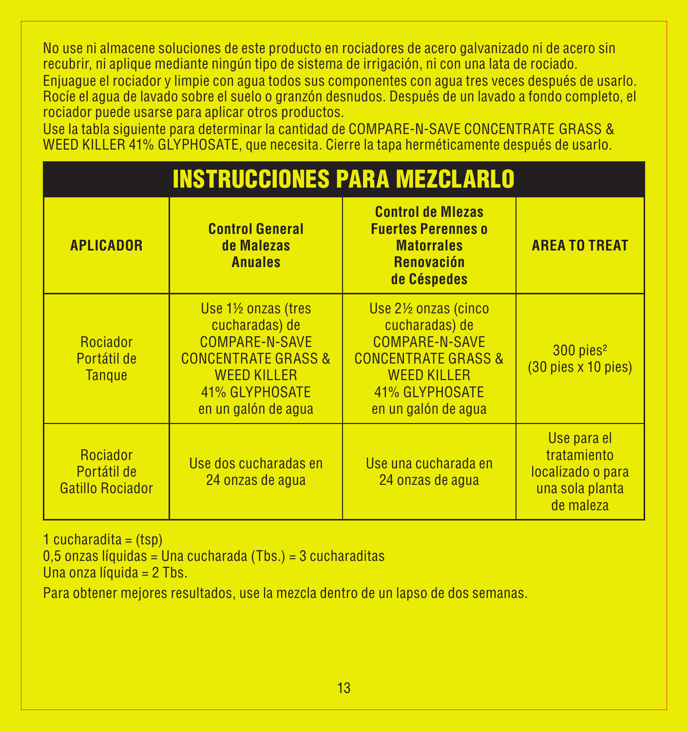No use ni almacene soluciones de este producto en rociadores de acero galvanizado ni de acero sin recubrir, ni aplique mediante ningún tipo de sistema de irrigación, ni con una lata de rociado.
Enjuague el rociador y limpie con agua todos sus componentes con agua tres veces después de usarlo. Rocíe el agua de lavado sobre el suelo o granzón desnudos. Después de un lavado a fondo completo, el rociador puede usarse para aplicar otros productos.
Use la tabla siguiente para determinar la cantidad de COMPARE-N-SAVE CONCENTRATE GRASS & WEED KILLER 41% GLYPHOSATE, que necesita. Cierre la tapa herméticamente después de usarlo.

## INSTRUCCIONES PARA MEZCLARLO

| APLICADOR | Control General de Malezas Anuales | Control de Mlezas Fuertes Perennes o Matorrales Renovación de Céspedes | AREA TO TREAT |
|---|---|---|---|
| Rociador Portátil de Tanque | Use 1½ onzas (tres cucharadas) de COMPARE-N-SAVE CONCENTRATE GRASS & WEED KILLER 41% GLYPHOSATE en un galón de agua | Use 2½ onzas (cinco cucharadas) de COMPARE-N-SAVE CONCENTRATE GRASS & WEED KILLER 41% GLYPHOSATE en un galón de agua | 300 pies² (30 pies x 10 pies) |
| Rociador Portátil de Gatillo Rociador | Use dos cucharadas en 24 onzas de agua | Use una cucharada en 24 onzas de agua | Use para el tratamiento localizado o para una sola planta de maleza |

1 cucharadita = (tsp)
0,5 onzas líquidas = Una cucharada (Tbs.) = 3 cucharaditas
Una onza líquida = 2 Tbs.

Para obtener mejores resultados, use la mezcla dentro de un lapso de dos semanas.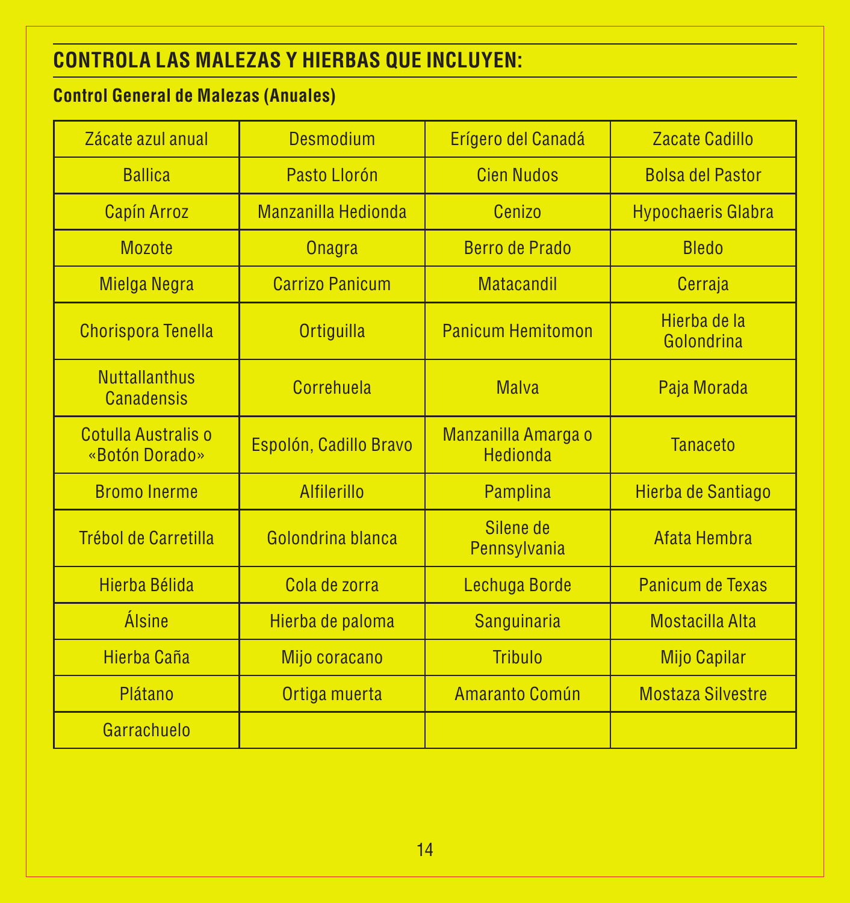## CONTROLA LAS MALEZAS Y HIERBAS QUE INCLUYEN:

**Control General de Malezas (Anuales)**

| | | | |
|---|---|---|---|
| Zácate azul anual | Desmodium | Erígero del Canadá | Zacate Cadillo |
| Ballica | Pasto Llorón | Cien Nudos | Bolsa del Pastor |
| Capín Arroz | Manzanilla Hedionda | Cenizo | Hypochaeris Glabra |
| Mozote | Onagra | Berro de Prado | Bledo |
| Mielga Negra | Carrizo Panicum | Matacandil | Cerraja |
| Chorispora Tenella | Ortiguilla | Panicum Hemitomon | Hierba de la Golondrina |
| Nuttallanthus Canadensis | Correhuela | Malva | Paja Morada |
| Cotulla Australis o «Botón Dorado» | Espolón, Cadillo Bravo | Manzanilla Amarga o Hedionda | Tanaceto |
| Bromo Inerme | Alfilerillo | Pamplina | Hierba de Santiago |
| Trébol de Carretilla | Golondrina blanca | Silene de Pennsylvania | Afata Hembra |
| Hierba Bélida | Cola de zorra | Lechuga Borde | Panicum de Texas |
| Álsine | Hierba de paloma | Sanguinaria | Mostacilla Alta |
| Hierba Caña | Mijo coracano | Tribulo | Mijo Capilar |
| Plátano | Ortiga muerta | Amaranto Común | Mostaza Silvestre |
| Garrachuelo | | | |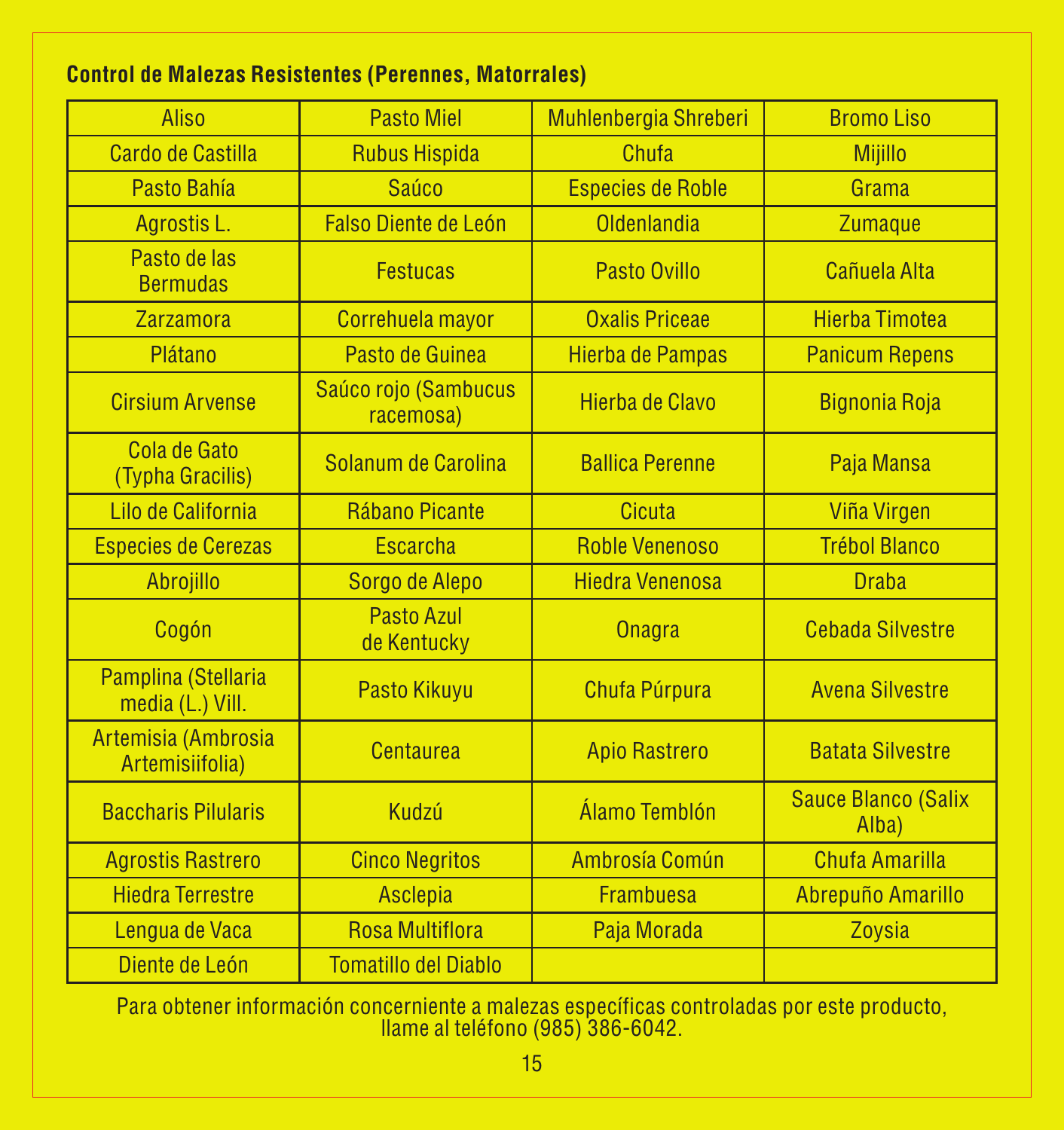**Control de Malezas Resistentes (Perennes, Matorrales)**

| | | | |
|---|---|---|---|
| Aliso | Pasto Miel | Muhlenbergia Shreberi | Bromo Liso |
| Cardo de Castilla | Rubus Hispida | Chufa | Mijillo |
| Pasto Bahía | Saúco | Especies de Roble | Grama |
| Agrostis L. | Falso Diente de León | Oldenlandia | Zumaque |
| Pasto de las Bermudas | Festucas | Pasto Ovillo | Cañuela Alta |
| Zarzamora | Correhuela mayor | Oxalis Priceae | Hierba Timotea |
| Plátano | Pasto de Guinea | Hierba de Pampas | Panicum Repens |
| Cirsium Arvense | Saúco rojo (Sambucus racemosa) | Hierba de Clavo | Bignonia Roja |
| Cola de Gato (Typha Gracilis) | Solanum de Carolina | Ballica Perenne | Paja Mansa |
| Lilo de California | Rábano Picante | Cicuta | Viña Virgen |
| Especies de Cerezas | Escarcha | Roble Venenoso | Trébol Blanco |
| Abrojillo | Sorgo de Alepo | Hiedra Venenosa | Draba |
| Cogón | Pasto Azul de Kentucky | Onagra | Cebada Silvestre |
| Pamplina (Stellaria media (L.) Vill. | Pasto Kikuyu | Chufa Púrpura | Avena Silvestre |
| Artemisia (Ambrosia Artemisiifolia) | Centaurea | Apio Rastrero | Batata Silvestre |
| Baccharis Pilularis | Kudzú | Álamo Temblón | Sauce Blanco (Salix Alba) |
| Agrostis Rastrero | Cinco Negritos | Ambrosía Común | Chufa Amarilla |
| Hiedra Terrestre | Asclepia | Frambuesa | Abrepuño Amarillo |
| Lengua de Vaca | Rosa Multiflora | Paja Morada | Zoysia |
| Diente de León | Tomatillo del Diablo | | |

Para obtener información concerniente a malezas específicas controladas por este producto, llame al teléfono (985) 386-6042.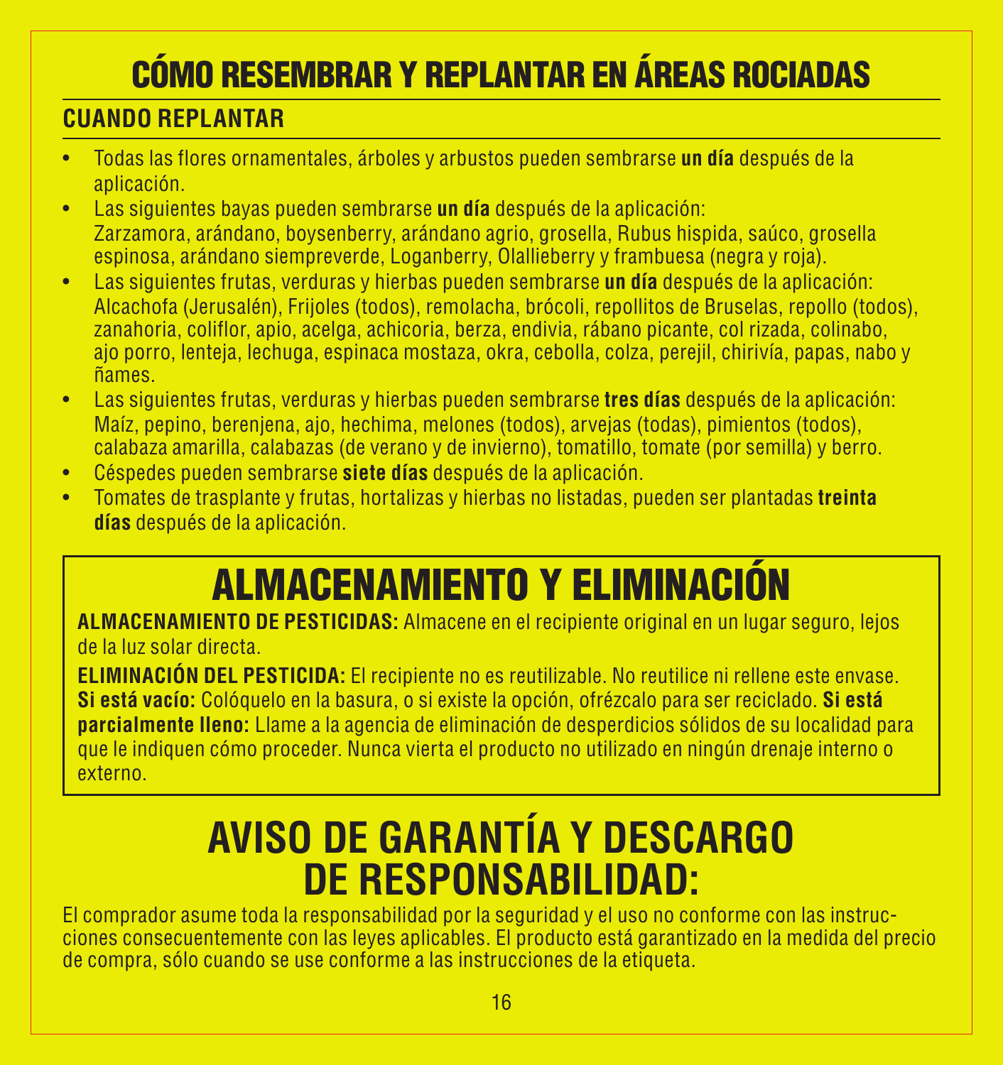# CÓMO RESEMBRAR Y REPLANTAR EN ÁREAS ROCIADAS

## CUANDO REPLANTAR

- Todas las flores ornamentales, árboles y arbustos pueden sembrarse **un día** después de la aplicación.
- Las siguientes bayas pueden sembrarse **un día** después de la aplicación: Zarzamora, arándano, boysenberry, arándano agrio, grosella, Rubus hispida, saúco, grosella espinosa, arándano siempreverde, Loganberry, Olallieberry y frambuesa (negra y roja).
- Las siguientes frutas, verduras y hierbas pueden sembrarse **un día** después de la aplicación: Alcachofa (Jerusalén), Frijoles (todos), remolacha, brócoli, repollitos de Bruselas, repollo (todos), zanahoria, coliflor, apio, acelga, achicoria, berza, endivia, rábano picante, col rizada, colinabo, ajo porro, lenteja, lechuga, espinaca mostaza, okra, cebolla, colza, perejil, chirivía, papas, nabo y ñames.
- Las siguientes frutas, verduras y hierbas pueden sembrarse **tres días** después de la aplicación: Maíz, pepino, berenjena, ajo, hechima, melones (todos), arvejas (todas), pimientos (todos), calabaza amarilla, calabazas (de verano y de invierno), tomatillo, tomate (por semilla) y berro.
- Céspedes pueden sembrarse **siete días** después de la aplicación.
- Tomates de trasplante y frutas, hortalizas y hierbas no listadas, pueden ser plantadas **treinta días** después de la aplicación.

# ALMACENAMIENTO Y ELIMINACIÓN

**ALMACENAMIENTO DE PESTICIDAS:** Almacene en el recipiente original en un lugar seguro, lejos de la luz solar directa.

**ELIMINACIÓN DEL PESTICIDA:** El recipiente no es reutilizable. No reutilice ni rellene este envase. **Si está vacío:** Colóquelo en la basura, o si existe la opción, ofrézcalo para ser reciclado. **Si está parcialmente lleno:** Llame a la agencia de eliminación de desperdicios sólidos de su localidad para que le indiquen cómo proceder. Nunca vierta el producto no utilizado en ningún drenaje interno o externo.

# AVISO DE GARANTÍA Y DESCARGO DE RESPONSABILIDAD:

El comprador asume toda la responsabilidad por la seguridad y el uso no conforme con las instrucciones consecuentemente con las leyes aplicables. El producto está garantizado en la medida del precio de compra, sólo cuando se use conforme a las instrucciones de la etiqueta.